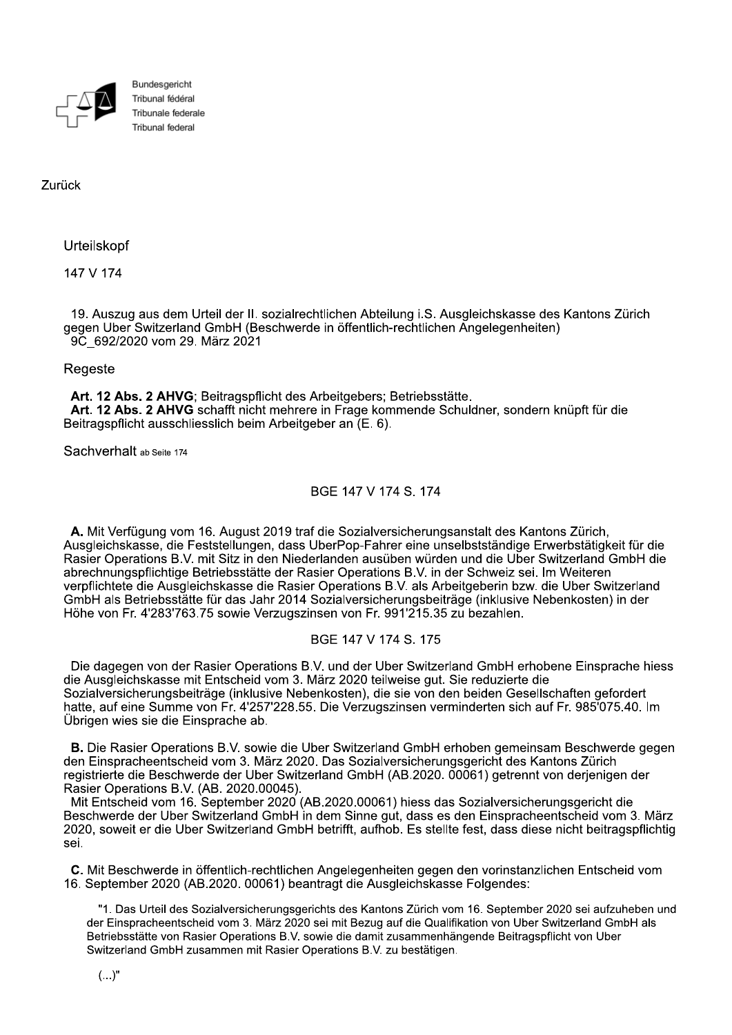Bundesgericht
Tribunal fédéral
Tribunale federale
Tribunal federal

Zurück

Urteilskopf

147 V 174

19. Auszug aus dem Urteil der II. sozialrechtlichen Abteilung i.S. Ausgleichskasse des Kantons Zürich gegen Uber Switzerland GmbH (Beschwerde in öffentlich-rechtlichen Angelegenheiten) 9C_692/2020 vom 29. März 2021

Regeste

**Art. 12 Abs. 2 AHVG**; Beitragspflicht des Arbeitgebers; Betriebsstätte.
**Art. 12 Abs. 2 AHVG** schafft nicht mehrere in Frage kommende Schuldner, sondern knüpft für die Beitragspflicht ausschliesslich beim Arbeitgeber an (E. 6).

Sachverhalt ab Seite 174

BGE 147 V 174 S. 174

**A.** Mit Verfügung vom 16. August 2019 traf die Sozialversicherungsanstalt des Kantons Zürich, Ausgleichskasse, die Feststellungen, dass UberPop-Fahrer eine unselbstständige Erwerbstätigkeit für die Rasier Operations B.V. mit Sitz in den Niederlanden ausüben würden und die Uber Switzerland GmbH die abrechnungspflichtige Betriebsstätte der Rasier Operations B.V. in der Schweiz sei. Im Weiteren verpflichtete die Ausgleichskasse die Rasier Operations B.V. als Arbeitgeberin bzw. die Uber Switzerland GmbH als Betriebsstätte für das Jahr 2014 Sozialversicherungsbeiträge (inklusive Nebenkosten) in der Höhe von Fr. 4'283'763.75 sowie Verzugszinsen von Fr. 991'215.35 zu bezahlen.

BGE 147 V 174 S. 175

Die dagegen von der Rasier Operations B.V. und der Uber Switzerland GmbH erhobene Einsprache hiess die Ausgleichskasse mit Entscheid vom 3. März 2020 teilweise gut. Sie reduzierte die Sozialversicherungsbeiträge (inklusive Nebenkosten), die sie von den beiden Gesellschaften gefordert hatte, auf eine Summe von Fr. 4'257'228.55. Die Verzugszinsen verminderten sich auf Fr. 985'075.40. Im Übrigen wies sie die Einsprache ab.

**B.** Die Rasier Operations B.V. sowie die Uber Switzerland GmbH erhoben gemeinsam Beschwerde gegen den Einspracheentscheid vom 3. März 2020. Das Sozialversicherungsgericht des Kantons Zürich registrierte die Beschwerde der Uber Switzerland GmbH (AB.2020. 00061) getrennt von derjenigen der Rasier Operations B.V. (AB. 2020.00045).
Mit Entscheid vom 16. September 2020 (AB.2020.00061) hiess das Sozialversicherungsgericht die Beschwerde der Uber Switzerland GmbH in dem Sinne gut, dass es den Einspracheentscheid vom 3. März 2020, soweit er die Uber Switzerland GmbH betrifft, aufhob. Es stellte fest, dass diese nicht beitragspflichtig sei.

**C.** Mit Beschwerde in öffentlich-rechtlichen Angelegenheiten gegen den vorinstanzlichen Entscheid vom 16. September 2020 (AB.2020. 00061) beantragt die Ausgleichskasse Folgendes:

> "1. Das Urteil des Sozialversicherungsgerichts des Kantons Zürich vom 16. September 2020 sei aufzuheben und der Einspracheentscheid vom 3. März 2020 sei mit Bezug auf die Qualifikation von Uber Switzerland GmbH als Betriebsstätte von Rasier Operations B.V. sowie die damit zusammenhängende Beitragspflicht von Uber Switzerland GmbH zusammen mit Rasier Operations B.V. zu bestätigen.
>
> (...)"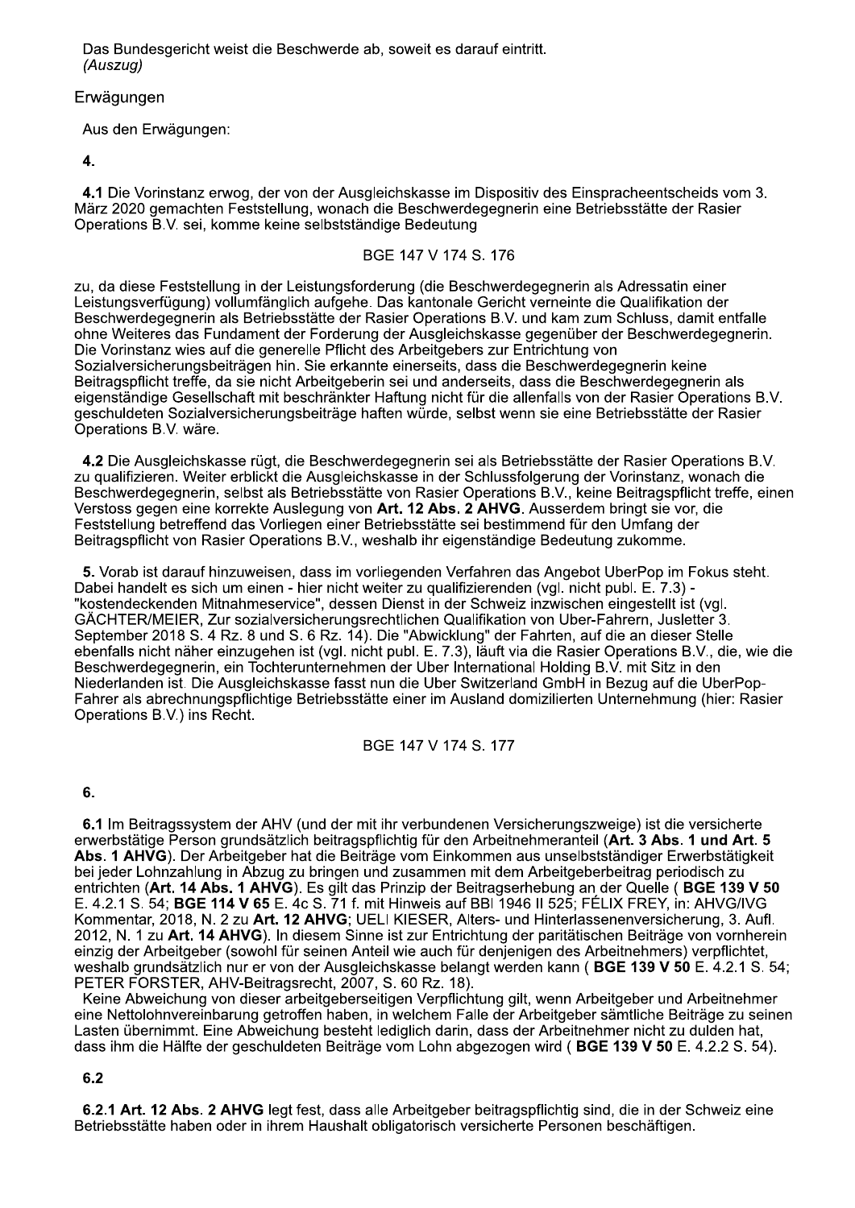Das Bundesgericht weist die Beschwerde ab, soweit es darauf eintritt.
*(Auszug)*

Erwägungen

Aus den Erwägungen:

**4.**

**4.1** Die Vorinstanz erwog, der von der Ausgleichskasse im Dispositiv des Einspracheentscheids vom 3. März 2020 gemachten Feststellung, wonach die Beschwerdegegnerin eine Betriebsstätte der Rasier Operations B.V. sei, komme keine selbstständige Bedeutung

BGE 147 V 174 S. 176

zu, da diese Feststellung in der Leistungsforderung (die Beschwerdegegnerin als Adressatin einer Leistungsverfügung) vollumfänglich aufgehe. Das kantonale Gericht verneinte die Qualifikation der Beschwerdegegnerin als Betriebsstätte der Rasier Operations B.V. und kam zum Schluss, damit entfalle ohne Weiteres das Fundament der Forderung der Ausgleichskasse gegenüber der Beschwerdegegnerin. Die Vorinstanz wies auf die generelle Pflicht des Arbeitgebers zur Entrichtung von Sozialversicherungsbeiträgen hin. Sie erkannte einerseits, dass die Beschwerdegegnerin keine Beitragspflicht treffe, da sie nicht Arbeitgeberin sei und anderseits, dass die Beschwerdegegnerin als eigenständige Gesellschaft mit beschränkter Haftung nicht für die allenfalls von der Rasier Operations B.V. geschuldeten Sozialversicherungsbeiträge haften würde, selbst wenn sie eine Betriebsstätte der Rasier Operations B.V. wäre.

**4.2** Die Ausgleichskasse rügt, die Beschwerdegegnerin sei als Betriebsstätte der Rasier Operations B.V. zu qualifizieren. Weiter erblickt die Ausgleichskasse in der Schlussfolgerung der Vorinstanz, wonach die Beschwerdegegnerin, selbst als Betriebsstätte von Rasier Operations B.V., keine Beitragspflicht treffe, einen Verstoss gegen eine korrekte Auslegung von **Art. 12 Abs. 2 AHVG**. Ausserdem bringt sie vor, die Feststellung betreffend das Vorliegen einer Betriebsstätte sei bestimmend für den Umfang der Beitragspflicht von Rasier Operations B.V., weshalb ihr eigenständige Bedeutung zukomme.

**5.** Vorab ist darauf hinzuweisen, dass im vorliegenden Verfahren das Angebot UberPop im Fokus steht. Dabei handelt es sich um einen - hier nicht weiter zu qualifizierenden (vgl. nicht publ. E. 7.3) - "kostendeckenden Mitnahmeservice", dessen Dienst in der Schweiz inzwischen eingestellt ist (vgl. GÄCHTER/MEIER, Zur sozialversicherungsrechtlichen Qualifikation von Uber-Fahrern, Jusletter 3. September 2018 S. 4 Rz. 8 und S. 6 Rz. 14). Die "Abwicklung" der Fahrten, auf die an dieser Stelle ebenfalls nicht näher einzugehen ist (vgl. nicht publ. E. 7.3), läuft via die Rasier Operations B.V., die, wie die Beschwerdegegnerin, ein Tochterunternehmen der Uber International Holding B.V. mit Sitz in den Niederlanden ist. Die Ausgleichskasse fasst nun die Uber Switzerland GmbH in Bezug auf die UberPop-Fahrer als abrechnungspflichtige Betriebsstätte einer im Ausland domizilierten Unternehmung (hier: Rasier Operations B.V.) ins Recht.

BGE 147 V 174 S. 177

**6.**

**6.1** Im Beitragssystem der AHV (und der mit ihr verbundenen Versicherungszweige) ist die versicherte erwerbstätige Person grundsätzlich beitragspflichtig für den Arbeitnehmeranteil (**Art. 3 Abs. 1 und Art. 5 Abs. 1 AHVG**). Der Arbeitgeber hat die Beiträge vom Einkommen aus unselbstständiger Erwerbstätigkeit bei jeder Lohnzahlung in Abzug zu bringen und zusammen mit dem Arbeitgeberbeitrag periodisch zu entrichten (**Art. 14 Abs. 1 AHVG**). Es gilt das Prinzip der Beitragserhebung an der Quelle ( **BGE 139 V 50** E. 4.2.1 S. 54; **BGE 114 V 65** E. 4c S. 71 f. mit Hinweis auf BBl 1946 II 525; FÉLIX FREY, in: AHVG/IVG Kommentar, 2018, N. 2 zu **Art. 12 AHVG**; UELI KIESER, Alters- und Hinterlassenenversicherung, 3. Aufl. 2012, N. 1 zu **Art. 14 AHVG**). In diesem Sinne ist zur Entrichtung der paritätischen Beiträge von vornherein einzig der Arbeitgeber (sowohl für seinen Anteil wie auch für denjenigen des Arbeitnehmers) verpflichtet, weshalb grundsätzlich nur er von der Ausgleichskasse belangt werden kann ( **BGE 139 V 50** E. 4.2.1 S. 54; PETER FORSTER, AHV-Beitragsrecht, 2007, S. 60 Rz. 18).

Keine Abweichung von dieser arbeitgeberseitigen Verpflichtung gilt, wenn Arbeitgeber und Arbeitnehmer eine Nettolohnvereinbarung getroffen haben, in welchem Falle der Arbeitgeber sämtliche Beiträge zu seinen Lasten übernimmt. Eine Abweichung besteht lediglich darin, dass der Arbeitnehmer nicht zu dulden hat, dass ihm die Hälfte der geschuldeten Beiträge vom Lohn abgezogen wird ( **BGE 139 V 50** E. 4.2.2 S. 54).

**6.2**

**6.2.1** **Art. 12 Abs. 2 AHVG** legt fest, dass alle Arbeitgeber beitragspflichtig sind, die in der Schweiz eine Betriebsstätte haben oder in ihrem Haushalt obligatorisch versicherte Personen beschäftigen.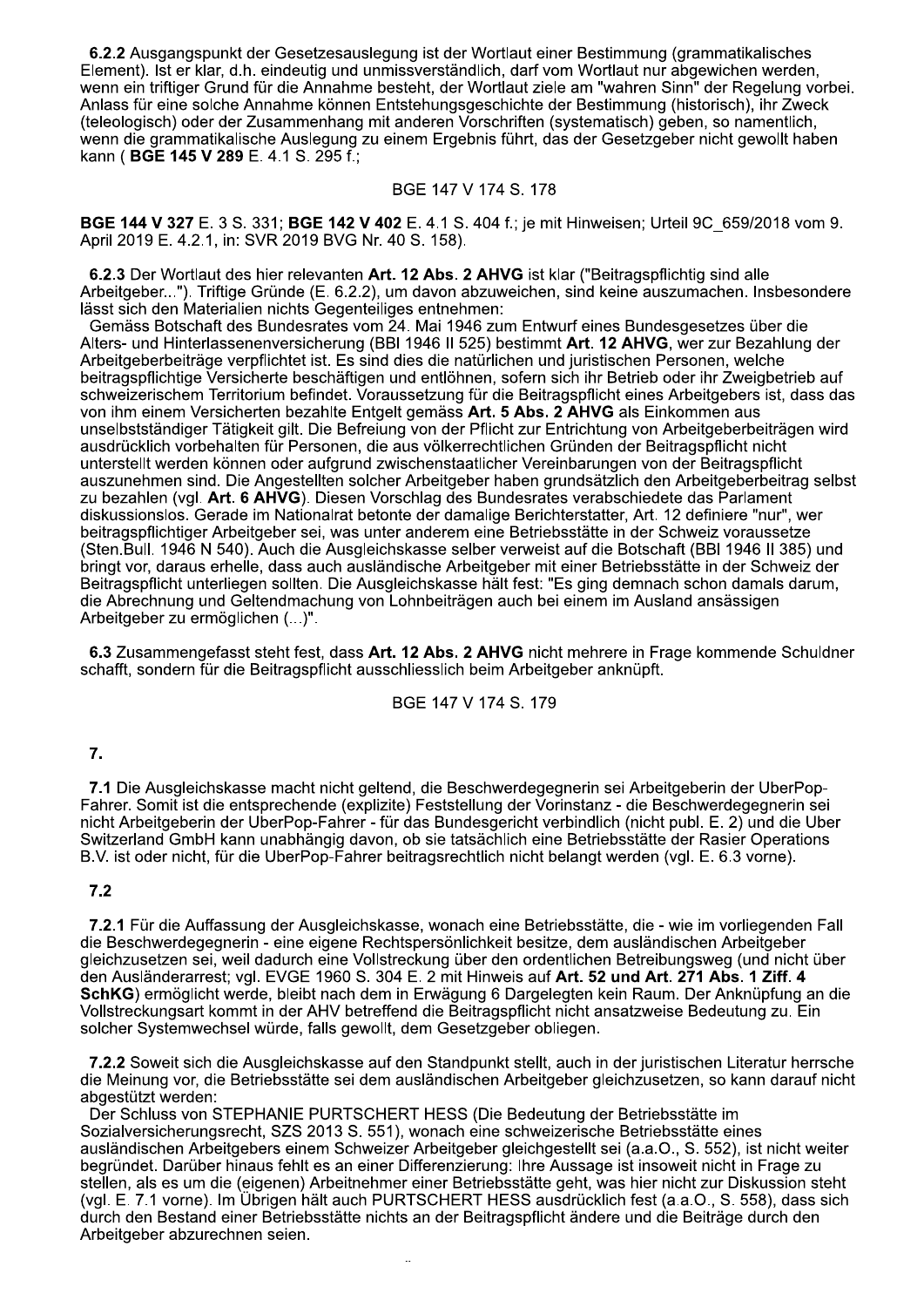**6.2.2** Ausgangspunkt der Gesetzesauslegung ist der Wortlaut einer Bestimmung (grammatikalisches Element). Ist er klar, d.h. eindeutig und unmissverständlich, darf vom Wortlaut nur abgewichen werden, wenn ein triftiger Grund für die Annahme besteht, der Wortlaut ziele am "wahren Sinn" der Regelung vorbei. Anlass für eine solche Annahme können Entstehungsgeschichte der Bestimmung (historisch), ihr Zweck (teleologisch) oder der Zusammenhang mit anderen Vorschriften (systematisch) geben, so namentlich, wenn die grammatikalische Auslegung zu einem Ergebnis führt, das der Gesetzgeber nicht gewollt haben kann ( **BGE 145 V 289** E. 4.1 S. 295 f.;

BGE 147 V 174 S. 178

**BGE 144 V 327** E. 3 S. 331; **BGE 142 V 402** E. 4.1 S. 404 f.; je mit Hinweisen; Urteil 9C_659/2018 vom 9. April 2019 E. 4.2.1, in: SVR 2019 BVG Nr. 40 S. 158).

**6.2.3** Der Wortlaut des hier relevanten **Art. 12 Abs. 2 AHVG** ist klar ("Beitragspflichtig sind alle Arbeitgeber..."). Triftige Gründe (E. 6.2.2), um davon abzuweichen, sind keine auszumachen. Insbesondere lässt sich den Materialien nichts Gegenteiliges entnehmen:

Gemäss Botschaft des Bundesrates vom 24. Mai 1946 zum Entwurf eines Bundesgesetzes über die Alters- und Hinterlassenenversicherung (BBl 1946 II 525) bestimmt **Art. 12 AHVG**, wer zur Bezahlung der Arbeitgeberbeiträge verpflichtet ist. Es sind dies die natürlichen und juristischen Personen, welche beitragspflichtige Versicherte beschäftigen und entlöhnen, sofern sich ihr Betrieb oder ihr Zweigbetrieb auf schweizerischem Territorium befindet. Voraussetzung für die Beitragspflicht eines Arbeitgebers ist, dass das von ihm einem Versicherten bezahlte Entgelt gemäss **Art. 5 Abs. 2 AHVG** als Einkommen aus unselbstständiger Tätigkeit gilt. Die Befreiung von der Pflicht zur Entrichtung von Arbeitgeberbeiträgen wird ausdrücklich vorbehalten für Personen, die aus völkerrechtlichen Gründen der Beitragspflicht nicht unterstellt werden können oder aufgrund zwischenstaatlicher Vereinbarungen von der Beitragspflicht auszunehmen sind. Die Angestellten solcher Arbeitgeber haben grundsätzlich den Arbeitgeberbeitrag selbst zu bezahlen (vgl. **Art. 6 AHVG**). Diesen Vorschlag des Bundesrates verabschiedete das Parlament diskussionslos. Gerade im Nationalrat betonte der damalige Berichterstatter, Art. 12 definiere "nur", wer beitragspflichtiger Arbeitgeber sei, was unter anderem eine Betriebsstätte in der Schweiz voraussetze (Sten.Bull. 1946 N 540). Auch die Ausgleichskasse selber verweist auf die Botschaft (BBl 1946 II 385) und bringt vor, daraus erhelle, dass auch ausländische Arbeitgeber mit einer Betriebsstätte in der Schweiz der Beitragspflicht unterliegen sollten. Die Ausgleichskasse hält fest: "Es ging demnach schon damals darum, die Abrechnung und Geltendmachung von Lohnbeiträgen auch bei einem im Ausland ansässigen Arbeitgeber zu ermöglichen (...)".

**6.3** Zusammengefasst steht fest, dass **Art. 12 Abs. 2 AHVG** nicht mehrere in Frage kommende Schuldner schafft, sondern für die Beitragspflicht ausschliesslich beim Arbeitgeber anknüpft.

BGE 147 V 174 S. 179

**7.**

**7.1** Die Ausgleichskasse macht nicht geltend, die Beschwerdegegnerin sei Arbeitgeberin der UberPop-Fahrer. Somit ist die entsprechende (explizite) Feststellung der Vorinstanz - die Beschwerdegegnerin sei nicht Arbeitgeberin der UberPop-Fahrer - für das Bundesgericht verbindlich (nicht publ. E. 2) und die Uber Switzerland GmbH kann unabhängig davon, ob sie tatsächlich eine Betriebsstätte der Rasier Operations B.V. ist oder nicht, für die UberPop-Fahrer beitragsrechtlich nicht belangt werden (vgl. E. 6.3 vorne).

**7.2**

**7.2.1** Für die Auffassung der Ausgleichskasse, wonach eine Betriebsstätte, die - wie im vorliegenden Fall die Beschwerdegegnerin - eine eigene Rechtspersönlichkeit besitze, dem ausländischen Arbeitgeber gleichzusetzen sei, weil dadurch eine Vollstreckung über den ordentlichen Betreibungsweg (und nicht über den Ausländerarrest; vgl. EVGE 1960 S. 304 E. 2 mit Hinweis auf **Art. 52 und Art. 271 Abs. 1 Ziff. 4 SchKG**) ermöglicht werde, bleibt nach dem in Erwägung 6 Dargelegten kein Raum. Der Anknüpfung an die Vollstreckungsart kommt in der AHV betreffend die Beitragspflicht nicht ansatzweise Bedeutung zu. Ein solcher Systemwechsel würde, falls gewollt, dem Gesetzgeber obliegen.

**7.2.2** Soweit sich die Ausgleichskasse auf den Standpunkt stellt, auch in der juristischen Literatur herrsche die Meinung vor, die Betriebsstätte sei dem ausländischen Arbeitgeber gleichzusetzen, so kann darauf nicht abgestützt werden:

Der Schluss von STEPHANIE PURTSCHERT HESS (Die Bedeutung der Betriebsstätte im Sozialversicherungsrecht, SZS 2013 S. 551), wonach eine schweizerische Betriebsstätte eines ausländischen Arbeitgebers einem Schweizer Arbeitgeber gleichgestellt sei (a.a.O., S. 552), ist nicht weiter begründet. Darüber hinaus fehlt es an einer Differenzierung: Ihre Aussage ist insoweit nicht in Frage zu stellen, als es um die (eigenen) Arbeitnehmer einer Betriebsstätte geht, was hier nicht zur Diskussion steht (vgl. E. 7.1 vorne). Im Übrigen hält auch PURTSCHERT HESS ausdrücklich fest (a.a.O., S. 558), dass sich durch den Bestand einer Betriebsstätte nichts an der Beitragspflicht ändere und die Beiträge durch den Arbeitgeber abzurechnen seien.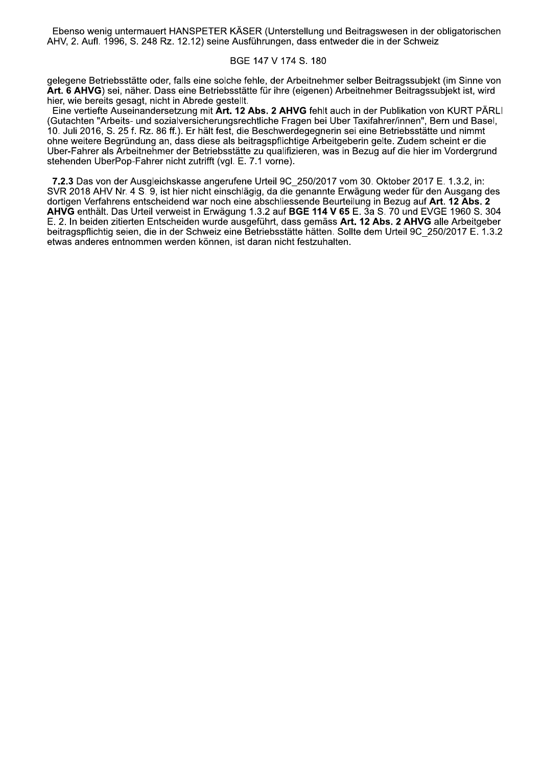Ebenso wenig untermauert HANSPETER KÄSER (Unterstellung und Beitragswesen in der obligatorischen AHV, 2. Aufl. 1996, S. 248 Rz. 12.12) seine Ausführungen, dass entweder die in der Schweiz

BGE 147 V 174 S. 180

gelegene Betriebsstätte oder, falls eine solche fehle, der Arbeitnehmer selber Beitragssubjekt (im Sinne von **Art. 6 AHVG**) sei, näher. Dass eine Betriebsstätte für ihre (eigenen) Arbeitnehmer Beitragssubjekt ist, wird hier, wie bereits gesagt, nicht in Abrede gestellt.

Eine vertiefte Auseinandersetzung mit **Art. 12 Abs. 2 AHVG** fehlt auch in der Publikation von KURT PÄRLI (Gutachten "Arbeits- und sozialversicherungsrechtliche Fragen bei Uber Taxifahrer/innen", Bern und Basel, 10. Juli 2016, S. 25 f. Rz. 86 ff.). Er hält fest, die Beschwerdegegnerin sei eine Betriebsstätte und nimmt ohne weitere Begründung an, dass diese als beitragspflichtige Arbeitgeberin gelte. Zudem scheint er die Uber-Fahrer als Arbeitnehmer der Betriebsstätte zu qualifizieren, was in Bezug auf die hier im Vordergrund stehenden UberPop-Fahrer nicht zutrifft (vgl. E. 7.1 vorne).

**7.2.3** Das von der Ausgleichskasse angerufene Urteil 9C_250/2017 vom 30. Oktober 2017 E. 1.3.2, in: SVR 2018 AHV Nr. 4 S. 9, ist hier nicht einschlägig, da die genannte Erwägung weder für den Ausgang des dortigen Verfahrens entscheidend war noch eine abschliessende Beurteilung in Bezug auf **Art. 12 Abs. 2 AHVG** enthält. Das Urteil verweist in Erwägung 1.3.2 auf **BGE 114 V 65** E. 3a S. 70 und EVGE 1960 S. 304 E. 2. In beiden zitierten Entscheiden wurde ausgeführt, dass gemäss **Art. 12 Abs. 2 AHVG** alle Arbeitgeber beitragspflichtig seien, die in der Schweiz eine Betriebsstätte hätten. Sollte dem Urteil 9C_250/2017 E. 1.3.2 etwas anderes entnommen werden können, ist daran nicht festzuhalten.